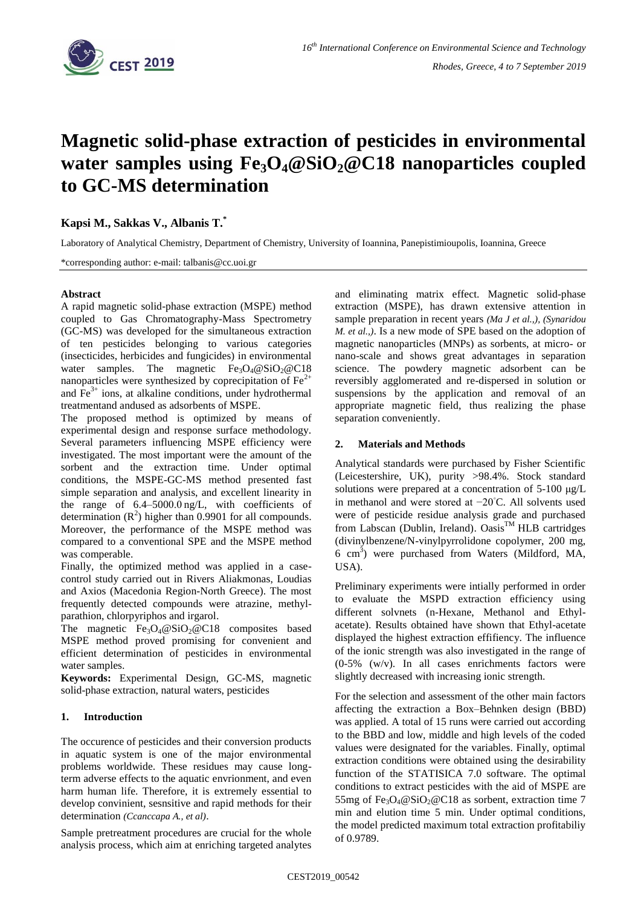# Magnetic solid-phase extraction of pesticides in environmental water samples using $Fe_3O_4$@$SiO_2$@C18 nanoparticles coupled to GC-MS determination

**Kapsi M., Sakkas V., Albanis T.***

Laboratory of Analytical Chemistry, Department of Chemistry, University of Ioannina, Panepistimioupolis, Ioannina, Greece

*corresponding author: e-mail: talbanis@cc.uoi.gr

## Abstract

A rapid magnetic solid-phase extraction (MSPE) method coupled to Gas Chromatography-Mass Spectrometry (GC-MS) was developed for the simultaneous extraction of ten pesticides belonging to various categories (insecticides, herbicides and fungicides) in environmental water samples. The magnetic $Fe_3O_4$@$SiO_2$@C18 nanoparticles were synthesized by coprecipitation of $Fe^{2+}$ and $Fe^{3+}$ ions, at alkaline conditions, under hydrothermal treatmentand andused as adsorbents of MSPE.

The proposed method is optimized by means of experimental design and response surface methodology. Several parameters influencing MSPE efficiency were investigated. The most important were the amount of the sorbent and the extraction time. Under optimal conditions, the MSPE-GC-MS method presented fast simple separation and analysis, and excellent linearity in the range of 6.4–5000.0 ng/L, with coefficients of determination ($R^2$) higher than 0.9901 for all compounds. Moreover, the performance of the MSPE method was compared to a conventional SPE and the MSPE method was comperable.

Finally, the optimized method was applied in a case-control study carried out in Rivers Aliakmonas, Loudias and Axios (Macedonia Region-North Greece). The most frequently detected compounds were atrazine, methyl-parathion, chlorpyriphos and irgarol.

The magnetic $Fe_3O_4$@$SiO_2$@C18 composites based MSPE method proved promising for convenient and efficient determination of pesticides in environmental water samples.

**Keywords:** Experimental Design, GC-MS, magnetic solid-phase extraction, natural waters, pesticides

## 1. Introduction

The occurence of pesticides and their conversion products in aquatic system is one of the major environmental problems worldwide. These residues may cause long-term adverse effects to the aquatic envrionment, and even harm human life. Therefore, it is extremely essential to develop convinient, sesnsitive and rapid methods for their determination *(Ccanccapa A., et al)*.

Sample pretreatment procedures are crucial for the whole analysis process, which aim at enriching targeted analytes and eliminating matrix effect. Magnetic solid-phase extraction (MSPE), has drawn extensive attention in sample preparation in recent years *(Ma J et al.,), (Synaridou M. et al.,)*. Is a new mode of SPE based on the adoption of magnetic nanoparticles (MNPs) as sorbents, at micro- or nano-scale and shows great advantages in separation science. The powdery magnetic adsorbent can be reversibly agglomerated and re-dispersed in solution or suspensions by the application and removal of an appropriate magnetic field, thus realizing the phase separation conveniently.

## 2. Materials and Methods

Analytical standards were purchased by Fisher Scientific (Leicestershire, UK), purity >98.4%. Stock standard solutions were prepared at a concentration of 5-100 μg/L in methanol and were stored at −20°C. All solvents used were of pesticide residue analysis grade and purchased from Labscan (Dublin, Ireland). Oasis™ HLB cartridges (divinylbenzene/N-vinylpyrrolidone copolymer, 200 mg, 6 $cm^3$) were purchased from Waters (Mildford, MA, USA).

Preliminary experiments were intially performed in order to evaluate the MSPD extraction efficiency using different solvnets (n-Hexane, Methanol and Ethyl-acetate). Results obtained have shown that Ethyl-acetate displayed the highest extraction effifiency. The influence of the ionic strength was also investigated in the range of (0-5% (w/v). In all cases enrichments factors were slightly decreased with increasing ionic strength.

For the selection and assessment of the other main factors affecting the extraction a Box–Behnken design (BBD) was applied. A total of 15 runs were carried out according to the BBD and low, middle and high levels of the coded values were designated for the variables. Finally, optimal extraction conditions were obtained using the desirability function of the STATISICA 7.0 software. The optimal conditions to extract pesticides with the aid of MSPE are 55mg of $Fe_3O_4$@$SiO_2$@C18 as sorbent, extraction time 7 min and elution time 5 min. Under optimal conditions, the model predicted maximum total extraction profitabiliy of 0.9789.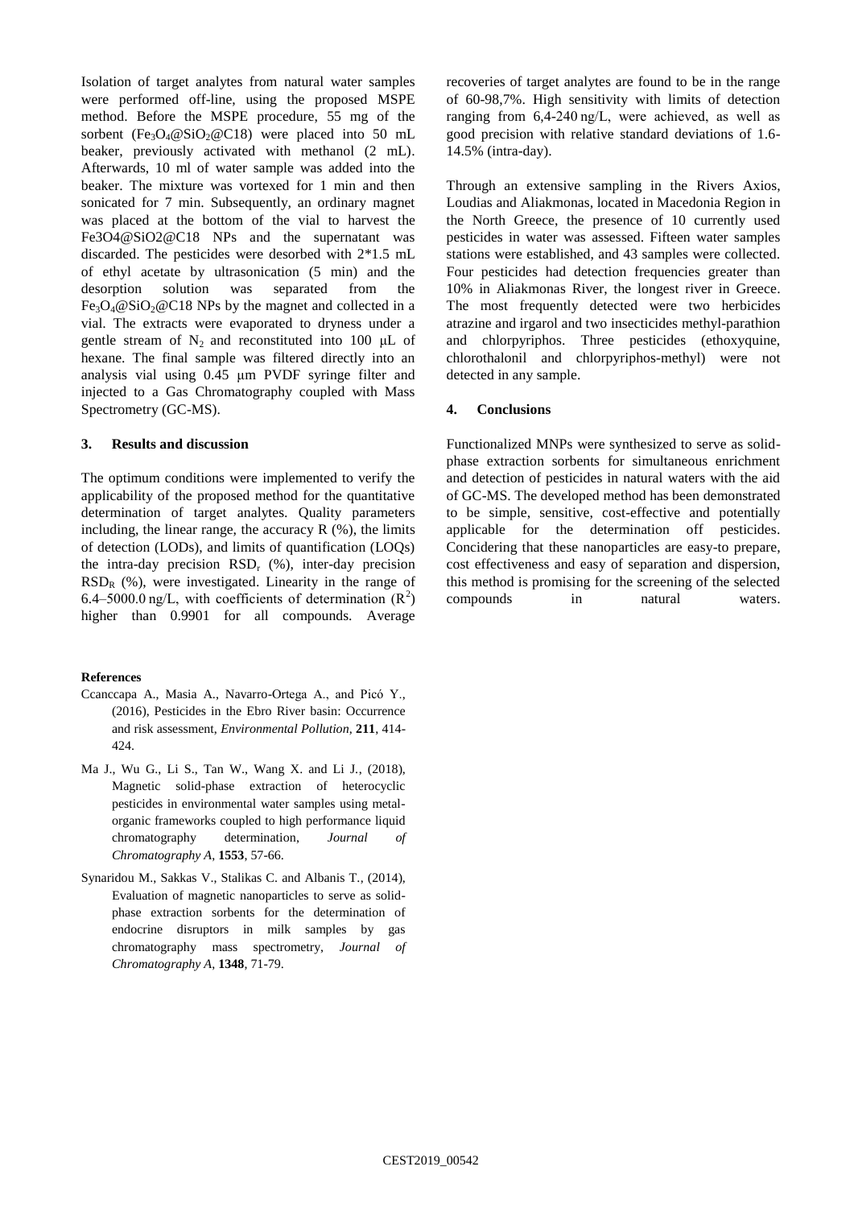Isolation of target analytes from natural water samples were performed off-line, using the proposed MSPE method. Before the MSPE procedure, 55 mg of the sorbent ($Fe_3O_4@SiO_2@C18$) were placed into 50 mL beaker, previously activated with methanol (2 mL). Afterwards, 10 ml of water sample was added into the beaker. The mixture was vortexed for 1 min and then sonicated for 7 min. Subsequently, an ordinary magnet was placed at the bottom of the vial to harvest the Fe3O4@SiO2@C18 NPs and the supernatant was discarded. The pesticides were desorbed with 2*1.5 mL of ethyl acetate by ultrasonication (5 min) and the desorption solution was separated from the $Fe_3O_4@SiO_2@C18$ NPs by the magnet and collected in a vial. The extracts were evaporated to dryness under a gentle stream of $N_2$ and reconstituted into 100 μL of hexane. The final sample was filtered directly into an analysis vial using 0.45 μm PVDF syringe filter and injected to a Gas Chromatography coupled with Mass Spectrometry (GC-MS).

## 3. Results and discussion

The optimum conditions were implemented to verify the applicability of the proposed method for the quantitative determination of target analytes. Quality parameters including, the linear range, the accuracy R (%), the limits of detection (LODs), and limits of quantification (LOQs) the intra-day precision $RSD_r$ (%), inter-day precision $RSD_R$ (%), were investigated. Linearity in the range of 6.4–5000.0 ng/L, with coefficients of determination ($R^2$) higher than 0.9901 for all compounds. Average recoveries of target analytes are found to be in the range of 60-98,7%. High sensitivity with limits of detection ranging from 6,4-240 ng/L, were achieved, as well as good precision with relative standard deviations of 1.6-14.5% (intra-day).

Through an extensive sampling in the Rivers Axios, Loudias and Aliakmonas, located in Macedonia Region in the North Greece, the presence of 10 currently used pesticides in water was assessed. Fifteen water samples stations were established, and 43 samples were collected. Four pesticides had detection frequencies greater than 10% in Aliakmonas River, the longest river in Greece. The most frequently detected were two herbicides atrazine and irgarol and two insecticides methyl-parathion and chlorpyriphos. Three pesticides (ethoxyquine, chlorothalonil and chlorpyriphos-methyl) were not detected in any sample.

## 4. Conclusions

Functionalized MNPs were synthesized to serve as solid-phase extraction sorbents for simultaneous enrichment and detection of pesticides in natural waters with the aid of GC-MS. The developed method has been demonstrated to be simple, sensitive, cost-effective and potentially applicable for the determination off pesticides. Concidering that these nanoparticles are easy-to prepare, cost effectiveness and easy of separation and dispersion, this method is promising for the screening of the selected compounds in natural waters.

**References**

Ccanccapa A., Masia A., Navarro-Ortega A., and Picó Y., (2016), Pesticides in the Ebro River basin: Occurrence and risk assessment, *Environmental Pollution*, **211**, 414-424.

Ma J., Wu G., Li S., Tan W., Wang X. and Li J., (2018), Magnetic solid-phase extraction of heterocyclic pesticides in environmental water samples using metal-organic frameworks coupled to high performance liquid chromatography determination, *Journal of Chromatography A*, **1553**, 57-66.

Synaridou M., Sakkas V., Stalikas C. and Albanis T., (2014), Evaluation of magnetic nanoparticles to serve as solid-phase extraction sorbents for the determination of endocrine disruptors in milk samples by gas chromatography mass spectrometry, *Journal of Chromatography A*, **1348**, 71-79.